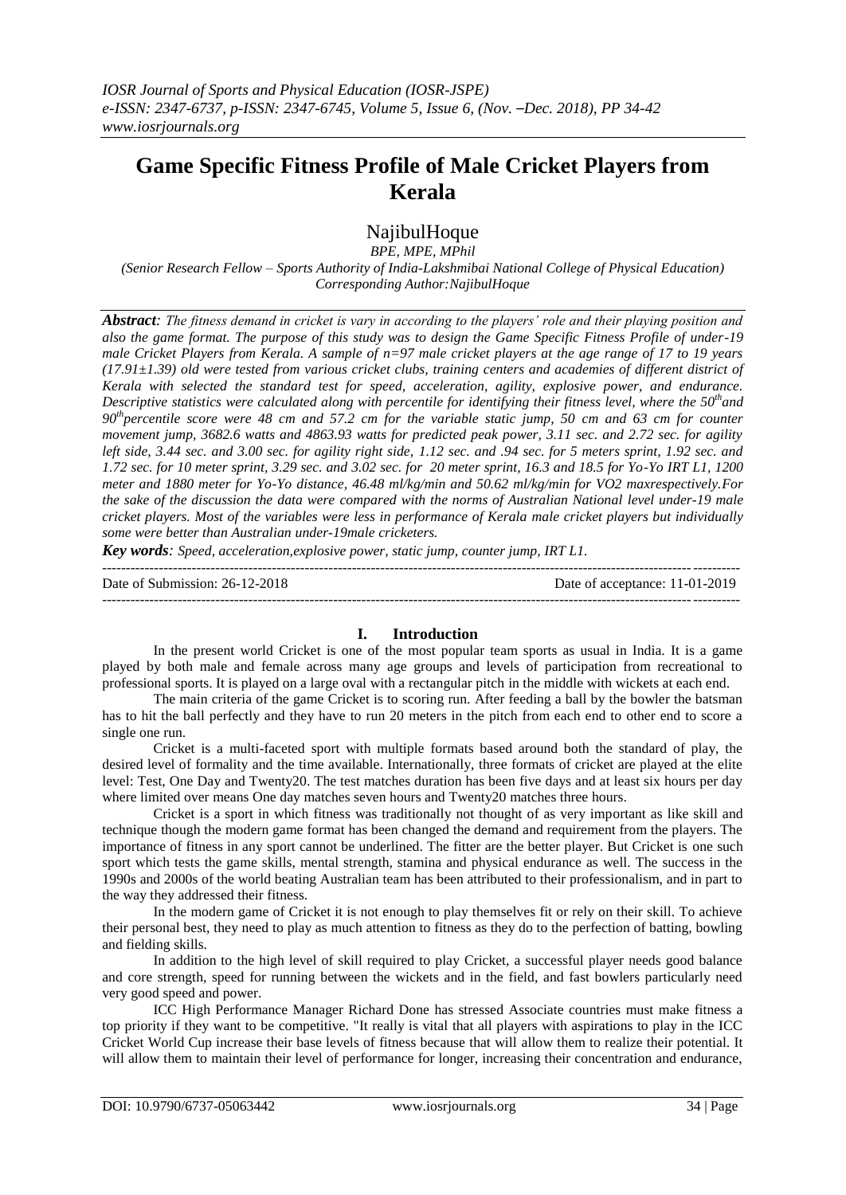# Game Specific Fitness Profile of Male Cricket Players from Kerala

NajibulHoque

*BPE, MPE, MPhil*

*(Senior Research Fellow – Sports Authority of India-Lakshmibai National College of Physical Education)*

*Corresponding Author:NajibulHoque*

***Abstract**: The fitness demand in cricket is vary in according to the players' role and their playing position and also the game format. The purpose of this study was to design the Game Specific Fitness Profile of under-19 male Cricket Players from Kerala. A sample of n=97 male cricket players at the age range of 17 to 19 years (17.91±1.39) old were tested from various cricket clubs, training centers and academies of different district of Kerala with selected the standard test for speed, acceleration, agility, explosive power, and endurance. Descriptive statistics were calculated along with percentile for identifying their fitness level, where the 50<sup>th</sup>and 90<sup>th</sup>percentile score were 48 cm and 57.2 cm for the variable static jump, 50 cm and 63 cm for counter movement jump, 3682.6 watts and 4863.93 watts for predicted peak power, 3.11 sec. and 2.72 sec. for agility left side, 3.44 sec. and 3.00 sec. for agility right side, 1.12 sec. and .94 sec. for 5 meters sprint, 1.92 sec. and 1.72 sec. for 10 meter sprint, 3.29 sec. and 3.02 sec. for 20 meter sprint, 16.3 and 18.5 for Yo-Yo IRT L1, 1200 meter and 1880 meter for Yo-Yo distance, 46.48 ml/kg/min and 50.62 ml/kg/min for VO2 maxrespectively.For the sake of the discussion the data were compared with the norms of Australian National level under-19 male cricket players. Most of the variables were less in performance of Kerala male cricket players but individually some were better than Australian under-19male cricketers.*

***Key words**: Speed, acceleration,explosive power, static jump, counter jump, IRT L1.*

Date of Submission: 26-12-2018 | Date of acceptance: 11-01-2019

## I. Introduction

In the present world Cricket is one of the most popular team sports as usual in India. It is a game played by both male and female across many age groups and levels of participation from recreational to professional sports. It is played on a large oval with a rectangular pitch in the middle with wickets at each end.

The main criteria of the game Cricket is to scoring run. After feeding a ball by the bowler the batsman has to hit the ball perfectly and they have to run 20 meters in the pitch from each end to other end to score a single one run.

Cricket is a multi-faceted sport with multiple formats based around both the standard of play, the desired level of formality and the time available. Internationally, three formats of cricket are played at the elite level: Test, One Day and Twenty20. The test matches duration has been five days and at least six hours per day where limited over means One day matches seven hours and Twenty20 matches three hours.

Cricket is a sport in which fitness was traditionally not thought of as very important as like skill and technique though the modern game format has been changed the demand and requirement from the players. The importance of fitness in any sport cannot be underlined. The fitter are the better player. But Cricket is one such sport which tests the game skills, mental strength, stamina and physical endurance as well. The success in the 1990s and 2000s of the world beating Australian team has been attributed to their professionalism, and in part to the way they addressed their fitness.

In the modern game of Cricket it is not enough to play themselves fit or rely on their skill. To achieve their personal best, they need to play as much attention to fitness as they do to the perfection of batting, bowling and fielding skills.

In addition to the high level of skill required to play Cricket, a successful player needs good balance and core strength, speed for running between the wickets and in the field, and fast bowlers particularly need very good speed and power.

ICC High Performance Manager Richard Done has stressed Associate countries must make fitness a top priority if they want to be competitive. "It really is vital that all players with aspirations to play in the ICC Cricket World Cup increase their base levels of fitness because that will allow them to realize their potential. It will allow them to maintain their level of performance for longer, increasing their concentration and endurance,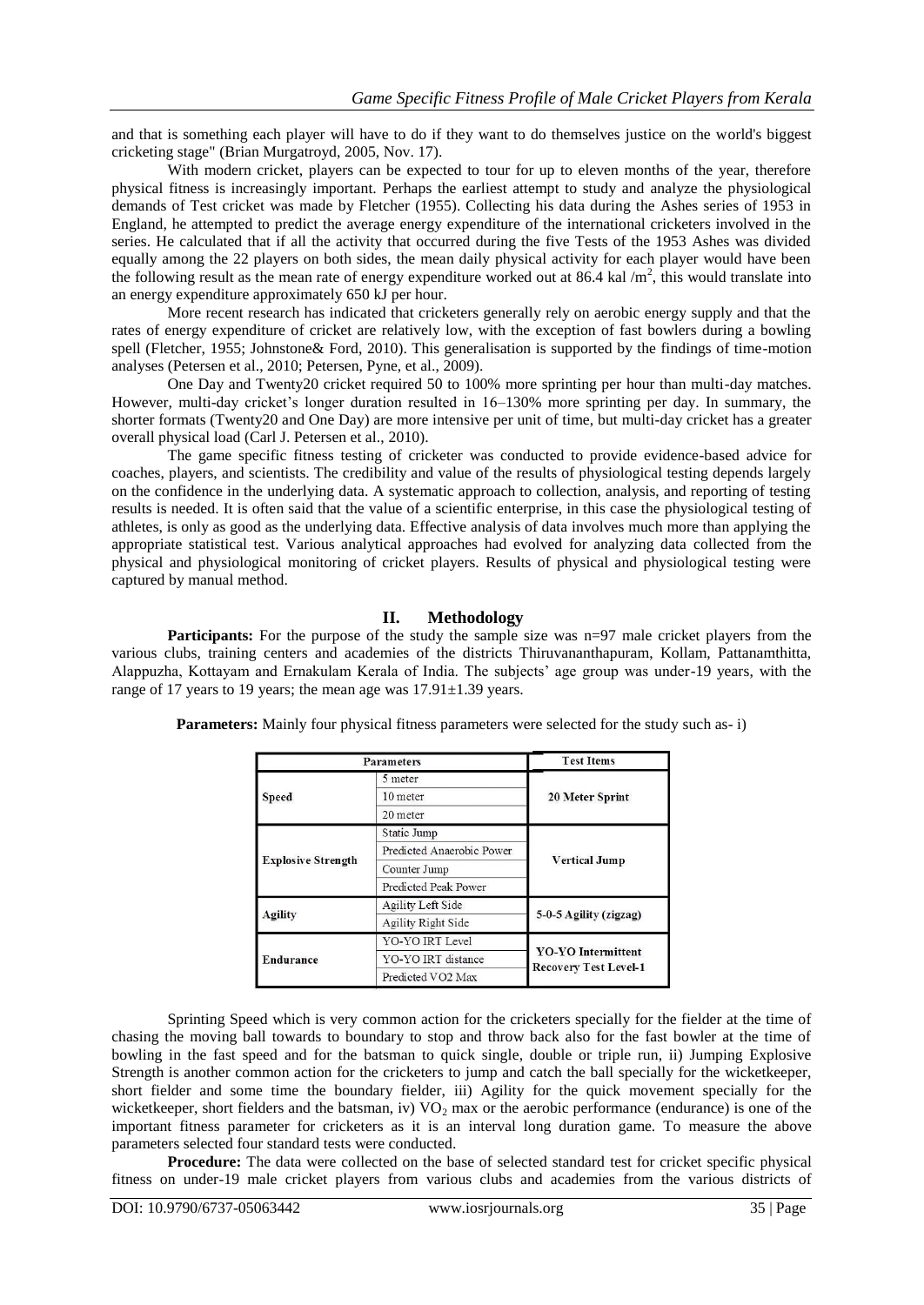and that is something each player will have to do if they want to do themselves justice on the world's biggest cricketing stage" (Brian Murgatroyd, 2005, Nov. 17).

With modern cricket, players can be expected to tour for up to eleven months of the year, therefore physical fitness is increasingly important. Perhaps the earliest attempt to study and analyze the physiological demands of Test cricket was made by Fletcher (1955). Collecting his data during the Ashes series of 1953 in England, he attempted to predict the average energy expenditure of the international cricketers involved in the series. He calculated that if all the activity that occurred during the five Tests of the 1953 Ashes was divided equally among the 22 players on both sides, the mean daily physical activity for each player would have been the following result as the mean rate of energy expenditure worked out at 86.4 kal /$m^2$, this would translate into an energy expenditure approximately 650 kJ per hour.

More recent research has indicated that cricketers generally rely on aerobic energy supply and that the rates of energy expenditure of cricket are relatively low, with the exception of fast bowlers during a bowling spell (Fletcher, 1955; Johnstone& Ford, 2010). This generalisation is supported by the findings of time-motion analyses (Petersen et al., 2010; Petersen, Pyne, et al., 2009).

One Day and Twenty20 cricket required 50 to 100% more sprinting per hour than multi-day matches. However, multi-day cricket's longer duration resulted in 16–130% more sprinting per day. In summary, the shorter formats (Twenty20 and One Day) are more intensive per unit of time, but multi-day cricket has a greater overall physical load (Carl J. Petersen et al., 2010).

The game specific fitness testing of cricketer was conducted to provide evidence-based advice for coaches, players, and scientists. The credibility and value of the results of physiological testing depends largely on the confidence in the underlying data. A systematic approach to collection, analysis, and reporting of testing results is needed. It is often said that the value of a scientific enterprise, in this case the physiological testing of athletes, is only as good as the underlying data. Effective analysis of data involves much more than applying the appropriate statistical test. Various analytical approaches had evolved for analyzing data collected from the physical and physiological monitoring of cricket players. Results of physical and physiological testing were captured by manual method.

## II. Methodology

**Participants:** For the purpose of the study the sample size was n=97 male cricket players from the various clubs, training centers and academies of the districts Thiruvananthapuram, Kollam, Pattanamthitta, Alappuzha, Kottayam and Ernakulam Kerala of India. The subjects' age group was under-19 years, with the range of 17 years to 19 years; the mean age was 17.91±1.39 years.

**Parameters:** Mainly four physical fitness parameters were selected for the study such as- i)

| Parameters | | Test Items |
|---|---|---|
| Speed | 5 meter | 20 Meter Sprint |
| | 10 meter | |
| | 20 meter | |
| Explosive Strength | Static Jump | Vertical Jump |
| | Predicted Anaerobic Power | |
| | Counter Jump | |
| | Predicted Peak Power | |
| Agility | Agility Left Side | 5-0-5 Agility (zigzag) |
| | Agility Right Side | |
| Endurance | YO-YO IRT Level | YO-YO Intermittent Recovery Test Level-1 |
| | YO-YO IRT distance | |
| | Predicted VO2 Max | |

Sprinting Speed which is very common action for the cricketers specially for the fielder at the time of chasing the moving ball towards to boundary to stop and throw back also for the fast bowler at the time of bowling in the fast speed and for the batsman to quick single, double or triple run, ii) Jumping Explosive Strength is another common action for the cricketers to jump and catch the ball specially for the wicketkeeper, short fielder and some time the boundary fielder, iii) Agility for the quick movement specially for the wicketkeeper, short fielders and the batsman, iv) $VO_2$ max or the aerobic performance (endurance) is one of the important fitness parameter for cricketers as it is an interval long duration game. To measure the above parameters selected four standard tests were conducted.

**Procedure:** The data were collected on the base of selected standard test for cricket specific physical fitness on under-19 male cricket players from various clubs and academies from the various districts of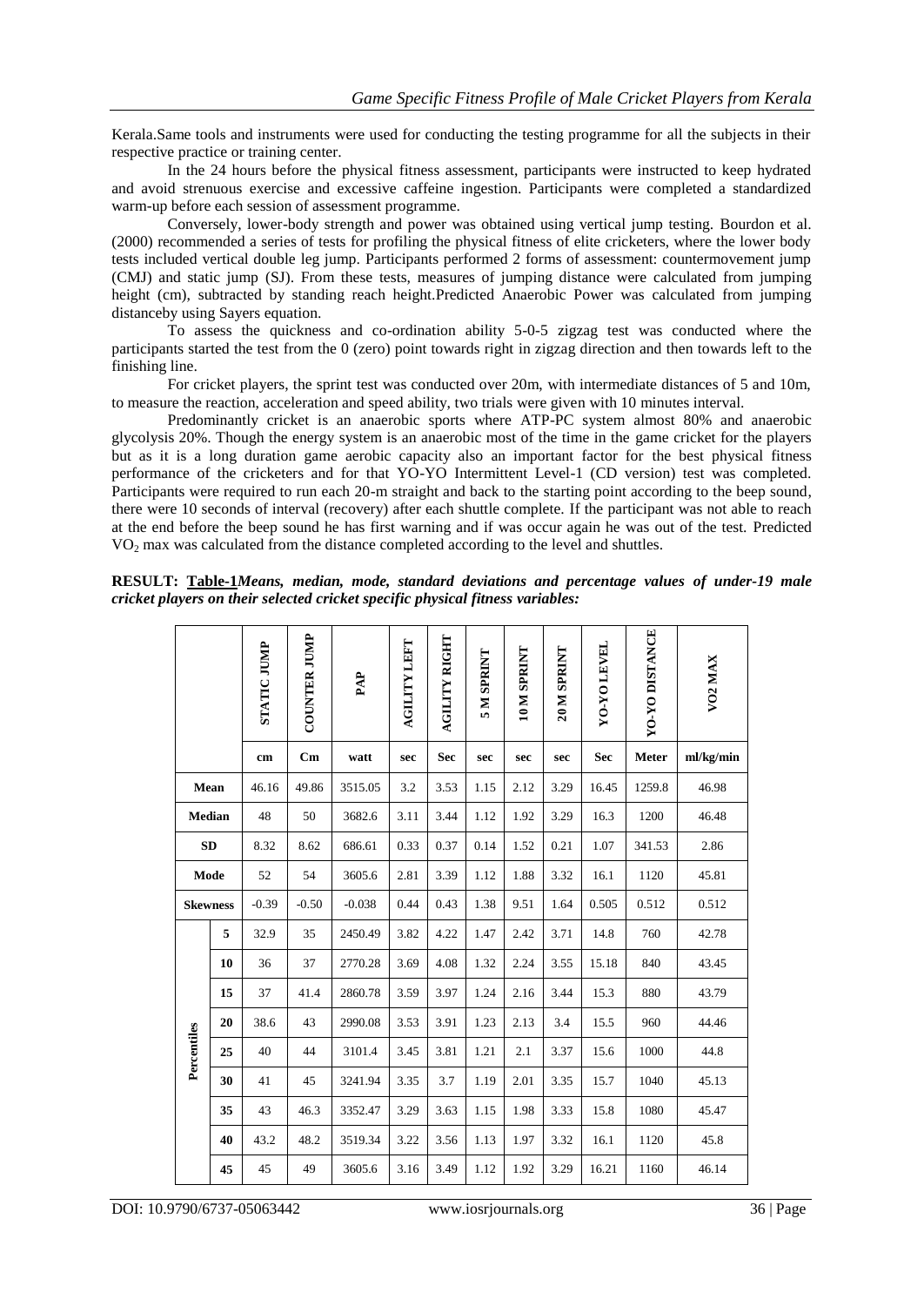Kerala.Same tools and instruments were used for conducting the testing programme for all the subjects in their respective practice or training center.

In the 24 hours before the physical fitness assessment, participants were instructed to keep hydrated and avoid strenuous exercise and excessive caffeine ingestion. Participants were completed a standardized warm-up before each session of assessment programme.

Conversely, lower-body strength and power was obtained using vertical jump testing. Bourdon et al. (2000) recommended a series of tests for profiling the physical fitness of elite cricketers, where the lower body tests included vertical double leg jump. Participants performed 2 forms of assessment: countermovement jump (CMJ) and static jump (SJ). From these tests, measures of jumping distance were calculated from jumping height (cm), subtracted by standing reach height.Predicted Anaerobic Power was calculated from jumping distanceby using Sayers equation.

To assess the quickness and co-ordination ability 5-0-5 zigzag test was conducted where the participants started the test from the 0 (zero) point towards right in zigzag direction and then towards left to the finishing line.

For cricket players, the sprint test was conducted over 20m, with intermediate distances of 5 and 10m, to measure the reaction, acceleration and speed ability, two trials were given with 10 minutes interval.

Predominantly cricket is an anaerobic sports where ATP-PC system almost 80% and anaerobic glycolysis 20%. Though the energy system is an anaerobic most of the time in the game cricket for the players but as it is a long duration game aerobic capacity also an important factor for the best physical fitness performance of the cricketers and for that YO-YO Intermittent Level-1 (CD version) test was completed. Participants were required to run each 20-m straight and back to the starting point according to the beep sound, there were 10 seconds of interval (recovery) after each shuttle complete. If the participant was not able to reach at the end before the beep sound he has first warning and if was occur again he was out of the test. Predicted $VO_2$ max was calculated from the distance completed according to the level and shuttles.

**RESULT: Table-1***Means, median, mode, standard deviations and percentage values of under-19 male cricket players on their selected cricket specific physical fitness variables:*

| | | STATIC JUMP | COUNTER JUMP | PAP | AGILITY LEFT | AGILITY RIGHT | 5 M SPRINT | 10 M SPRINT | 20 M SPRINT | YO-YO LEVEL | YO-YO DISTANCE | VO2 MAX |
|---|---|---|---|---|---|---|---|---|---|---|---|---|
| | | cm | Cm | watt | sec | Sec | sec | sec | sec | Sec | Meter | ml/kg/min |
| **Mean** | | 46.16 | 49.86 | 3515.05 | 3.2 | 3.53 | 1.15 | 2.12 | 3.29 | 16.45 | 1259.8 | 46.98 |
| **Median** | | 48 | 50 | 3682.6 | 3.11 | 3.44 | 1.12 | 1.92 | 3.29 | 16.3 | 1200 | 46.48 |
| **SD** | | 8.32 | 8.62 | 686.61 | 0.33 | 0.37 | 0.14 | 1.52 | 0.21 | 1.07 | 341.53 | 2.86 |
| **Mode** | | 52 | 54 | 3605.6 | 2.81 | 3.39 | 1.12 | 1.88 | 3.32 | 16.1 | 1120 | 45.81 |
| **Skewness** | | -0.39 | -0.50 | -0.038 | 0.44 | 0.43 | 1.38 | 9.51 | 1.64 | 0.505 | 0.512 | 0.512 |
| **Percentiles** | **5** | 32.9 | 35 | 2450.49 | 3.82 | 4.22 | 1.47 | 2.42 | 3.71 | 14.8 | 760 | 42.78 |
| | **10** | 36 | 37 | 2770.28 | 3.69 | 4.08 | 1.32 | 2.24 | 3.55 | 15.18 | 840 | 43.45 |
| | **15** | 37 | 41.4 | 2860.78 | 3.59 | 3.97 | 1.24 | 2.16 | 3.44 | 15.3 | 880 | 43.79 |
| | **20** | 38.6 | 43 | 2990.08 | 3.53 | 3.91 | 1.23 | 2.13 | 3.4 | 15.5 | 960 | 44.46 |
| | **25** | 40 | 44 | 3101.4 | 3.45 | 3.81 | 1.21 | 2.1 | 3.37 | 15.6 | 1000 | 44.8 |
| | **30** | 41 | 45 | 3241.94 | 3.35 | 3.7 | 1.19 | 2.01 | 3.35 | 15.7 | 1040 | 45.13 |
| | **35** | 43 | 46.3 | 3352.47 | 3.29 | 3.63 | 1.15 | 1.98 | 3.33 | 15.8 | 1080 | 45.47 |
| | **40** | 43.2 | 48.2 | 3519.34 | 3.22 | 3.56 | 1.13 | 1.97 | 3.32 | 16.1 | 1120 | 45.8 |
| | **45** | 45 | 49 | 3605.6 | 3.16 | 3.49 | 1.12 | 1.92 | 3.29 | 16.21 | 1160 | 46.14 |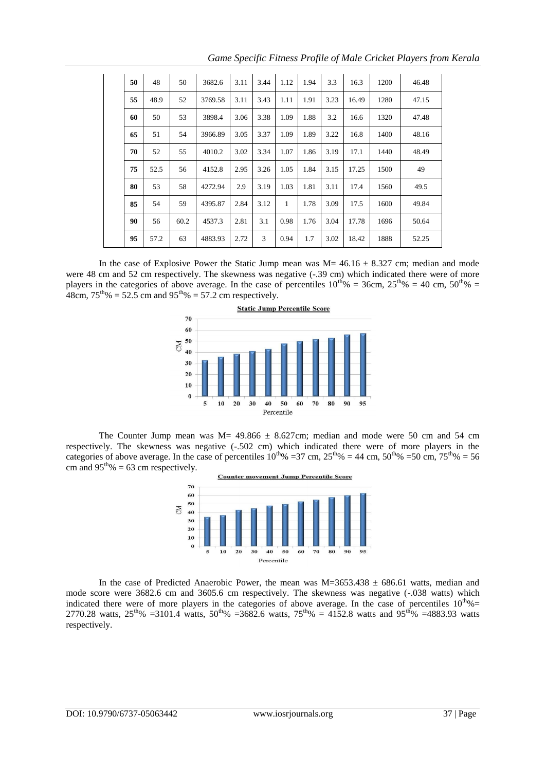| 50 | 48 | 50 | 3682.6 | 3.11 | 3.44 | 1.12 | 1.94 | 3.3 | 16.3 | 1200 | 46.48 |
|---|---|---|---|---|---|---|---|---|---|---|---|
| 55 | 48.9 | 52 | 3769.58 | 3.11 | 3.43 | 1.11 | 1.91 | 3.23 | 16.49 | 1280 | 47.15 |
| 60 | 50 | 53 | 3898.4 | 3.06 | 3.38 | 1.09 | 1.88 | 3.2 | 16.6 | 1320 | 47.48 |
| 65 | 51 | 54 | 3966.89 | 3.05 | 3.37 | 1.09 | 1.89 | 3.22 | 16.8 | 1400 | 48.16 |
| 70 | 52 | 55 | 4010.2 | 3.02 | 3.34 | 1.07 | 1.86 | 3.19 | 17.1 | 1440 | 48.49 |
| 75 | 52.5 | 56 | 4152.8 | 2.95 | 3.26 | 1.05 | 1.84 | 3.15 | 17.25 | 1500 | 49 |
| 80 | 53 | 58 | 4272.94 | 2.9 | 3.19 | 1.03 | 1.81 | 3.11 | 17.4 | 1560 | 49.5 |
| 85 | 54 | 59 | 4395.87 | 2.84 | 3.12 | 1 | 1.78 | 3.09 | 17.5 | 1600 | 49.84 |
| 90 | 56 | 60.2 | 4537.3 | 2.81 | 3.1 | 0.98 | 1.76 | 3.04 | 17.78 | 1696 | 50.64 |
| 95 | 57.2 | 63 | 4883.93 | 2.72 | 3 | 0.94 | 1.7 | 3.02 | 18.42 | 1888 | 52.25 |

In the case of Explosive Power the Static Jump mean was M= 46.16 ± 8.327 cm; median and mode were 48 cm and 52 cm respectively. The skewness was negative (-.39 cm) which indicated there were of more players in the categories of above average. In the case of percentiles $10^{th}\%$ = 36cm, $25^{th}\%$ = 40 cm, $50^{th}\%$ = 48cm, $75^{th}\%$ = 52.5 cm and $95^{th}\%$ = 57.2 cm respectively.

**Static Jump Percentile Score**

| Percentile | 5 | 10 | 20 | 30 | 40 | 50 | 60 | 70 | 80 | 90 | 95 |
|---|---|---|---|---|---|---|---|---|---|---|---|

The Counter Jump mean was M= 49.866 ± 8.627cm; median and mode were 50 cm and 54 cm respectively. The skewness was negative (-.502 cm) which indicated there were of more players in the categories of above average. In the case of percentiles $10^{th}\%$ =37 cm, $25^{th}\%$ = 44 cm, $50^{th}\%$ =50 cm, $75^{th}\%$ = 56 cm and $95^{th}\%$ = 63 cm respectively.

**Counter movement Jump Percentile Score**

| Percentile | 5 | 10 | 20 | 30 | 40 | 50 | 60 | 70 | 80 | 90 | 95 |
|---|---|---|---|---|---|---|---|---|---|---|---|

In the case of Predicted Anaerobic Power, the mean was M=3653.438 ± 686.61 watts, median and mode score were 3682.6 cm and 3605.6 cm respectively. The skewness was negative (-.038 watts) which indicated there were of more players in the categories of above average. In the case of percentiles $10^{th}\%$= 2770.28 watts, $25^{th}\%$ =3101.4 watts, $50^{th}\%$ =3682.6 watts, $75^{th}\%$ = 4152.8 watts and $95^{th}\%$ =4883.93 watts respectively.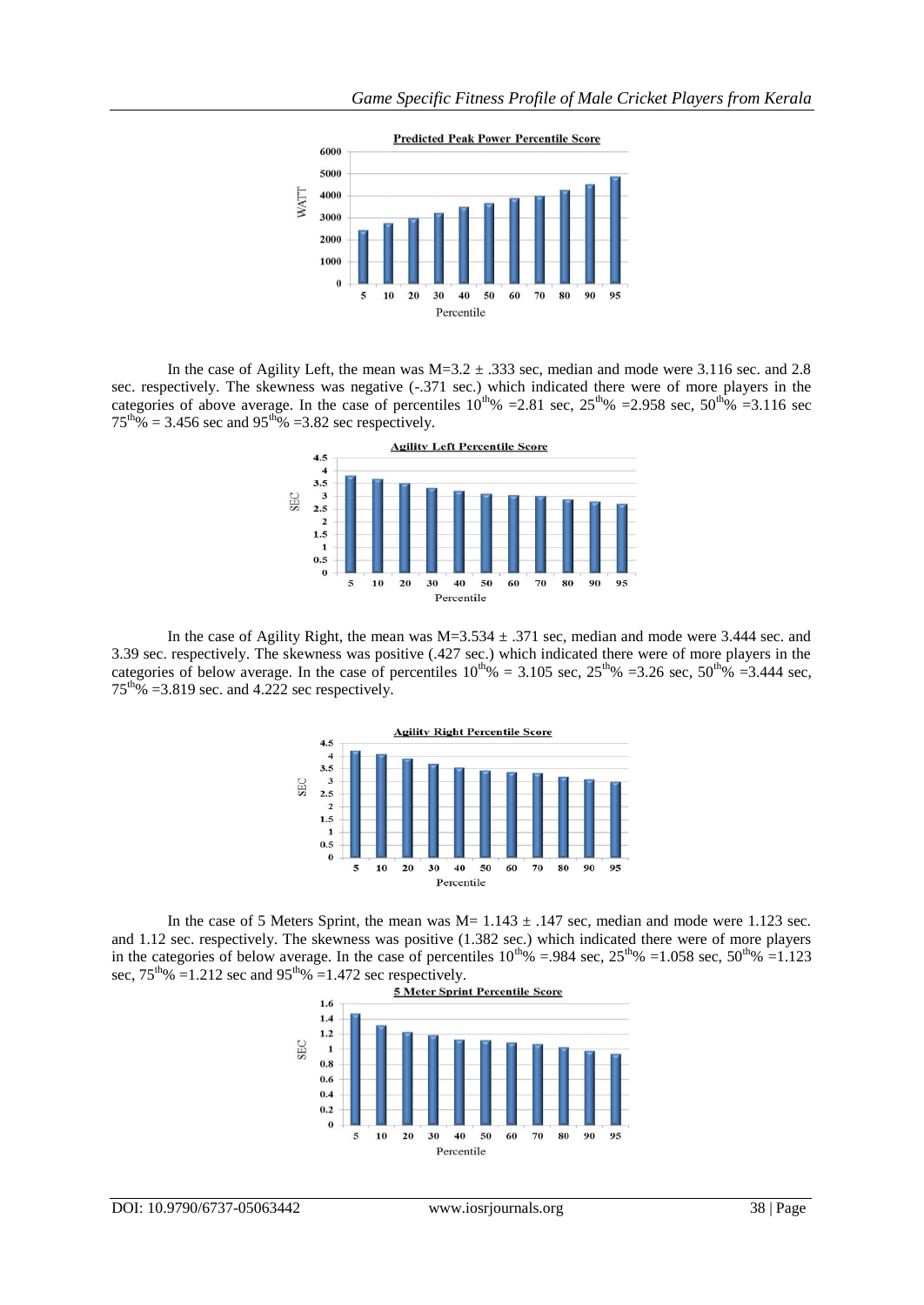In the case of Agility Left, the mean was M=3.2 ± .333 sec, median and mode were 3.116 sec. and 2.8 sec. respectively. The skewness was negative (-.371 sec.) which indicated there were of more players in the categories of above average. In the case of percentiles $10^{th}$% =2.81 sec, $25^{th}$% =2.958 sec, $50^{th}$% =3.116 sec $75^{th}$% = 3.456 sec and $95^{th}$% =3.82 sec respectively.

In the case of Agility Right, the mean was M=3.534 ± .371 sec, median and mode were 3.444 sec. and 3.39 sec. respectively. The skewness was positive (.427 sec.) which indicated there were of more players in the categories of below average. In the case of percentiles $10^{th}$% = 3.105 sec, $25^{th}$% =3.26 sec, $50^{th}$% =3.444 sec, $75^{th}$% =3.819 sec. and 4.222 sec respectively.

In the case of 5 Meters Sprint, the mean was M= 1.143 ± .147 sec, median and mode were 1.123 sec. and 1.12 sec. respectively. The skewness was positive (1.382 sec.) which indicated there were of more players in the categories of below average. In the case of percentiles $10^{th}$% =.984 sec, $25^{th}$% =1.058 sec, $50^{th}$% =1.123 sec, $75^{th}$% =1.212 sec and $95^{th}$% =1.472 sec respectively.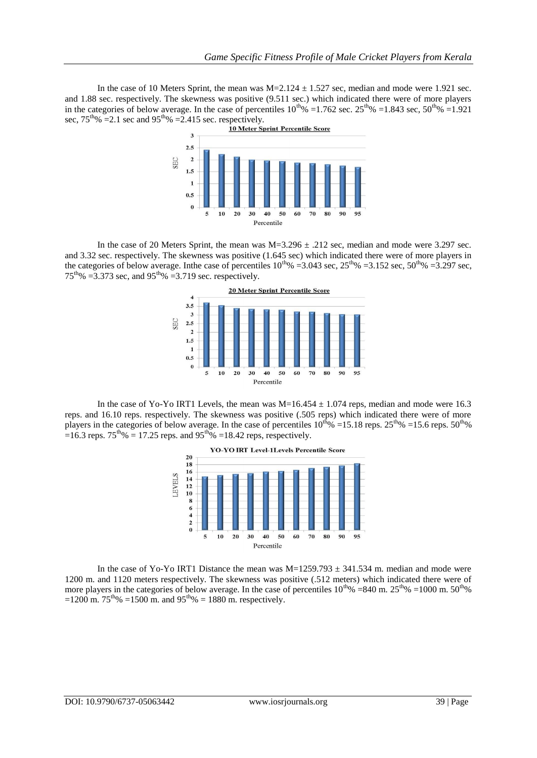In the case of 10 Meters Sprint, the mean was M=2.124 ± 1.527 sec, median and mode were 1.921 sec. and 1.88 sec. respectively. The skewness was positive (9.511 sec.) which indicated there were of more players in the categories of below average. In the case of percentiles $10^{th}$% =1.762 sec. $25^{th}$% =1.843 sec, $50^{th}$% =1.921 sec, $75^{th}$% =2.1 sec and $95^{th}$% =2.415 sec. respectively.

**10 Meter Sprint Percentile Score**

In the case of 20 Meters Sprint, the mean was M=3.296 ± .212 sec, median and mode were 3.297 sec. and 3.32 sec. respectively. The skewness was positive (1.645 sec) which indicated there were of more players in the categories of below average. Inthe case of percentiles $10^{th}$% =3.043 sec, $25^{th}$% =3.152 sec, $50^{th}$% =3.297 sec, $75^{th}$% =3.373 sec, and $95^{th}$% =3.719 sec. respectively.

**20 Meter Sprint Percentile Score**

In the case of Yo-Yo IRT1 Levels, the mean was M=16.454 ± 1.074 reps, median and mode were 16.3 reps. and 16.10 reps. respectively. The skewness was positive (.505 reps) which indicated there were of more players in the categories of below average. In the case of percentiles $10^{th}$% =15.18 reps. $25^{th}$% =15.6 reps. $50^{th}$% =16.3 reps. $75^{th}$% = 17.25 reps. and $95^{th}$% =18.42 reps, respectively.

**YO-YO IRT Level-1Levels Percentile Score**

In the case of Yo-Yo IRT1 Distance the mean was M=1259.793 ± 341.534 m. median and mode were 1200 m. and 1120 meters respectively. The skewness was positive (.512 meters) which indicated there were of more players in the categories of below average. In the case of percentiles $10^{th}$% =840 m. $25^{th}$% =1000 m. $50^{th}$% =1200 m. $75^{th}$% =1500 m. and $95^{th}$% = 1880 m. respectively.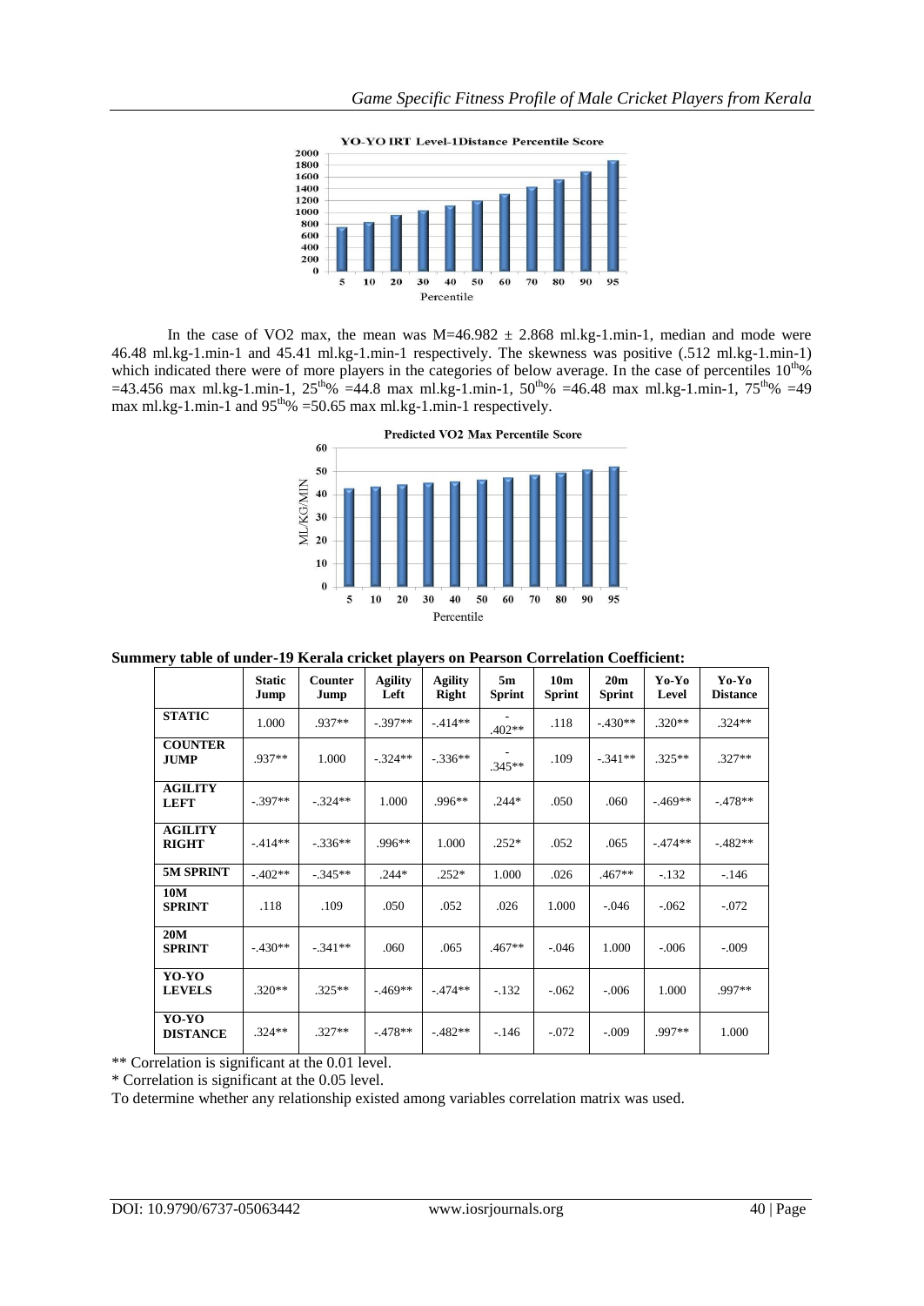YO-YO IRT Level-1Distance Percentile Score

In the case of VO2 max, the mean was M=46.982 ± 2.868 ml.kg-1.min-1, median and mode were 46.48 ml.kg-1.min-1 and 45.41 ml.kg-1.min-1 respectively. The skewness was positive (.512 ml.kg-1.min-1) which indicated there were of more players in the categories of below average. In the case of percentiles $10^{th}$% =43.456 max ml.kg-1.min-1, $25^{th}$% =44.8 max ml.kg-1.min-1, $50^{th}$% =46.48 max ml.kg-1.min-1, $75^{th}$% =49 max ml.kg-1.min-1 and $95^{th}$% =50.65 max ml.kg-1.min-1 respectively.

Predicted VO2 Max Percentile Score

**Summery table of under-19 Kerala cricket players on Pearson Correlation Coefficient:**

| | Static Jump | Counter Jump | Agility Left | Agility Right | 5m Sprint | 10m Sprint | 20m Sprint | Yo-Yo Level | Yo-Yo Distance |
|---|---|---|---|---|---|---|---|---|---|
| **STATIC** | 1.000 | .937** | -.397** | -.414** | -.402** | .118 | -.430** | .320** | .324** |
| **COUNTER JUMP** | .937** | 1.000 | -.324** | -.336** | -.345** | .109 | -.341** | .325** | .327** |
| **AGILITY LEFT** | -.397** | -.324** | 1.000 | .996** | .244* | .050 | .060 | -.469** | -.478** |
| **AGILITY RIGHT** | -.414** | -.336** | .996** | 1.000 | .252* | .052 | .065 | -.474** | -.482** |
| **5M SPRINT** | -.402** | -.345** | .244* | .252* | 1.000 | .026 | .467** | -.132 | -.146 |
| **10M SPRINT** | .118 | .109 | .050 | .052 | .026 | 1.000 | -.046 | -.062 | -.072 |
| **20M SPRINT** | -.430** | -.341** | .060 | .065 | .467** | -.046 | 1.000 | -.006 | -.009 |
| **YO-YO LEVELS** | .320** | .325** | -.469** | -.474** | -.132 | -.062 | -.006 | 1.000 | .997** |
| **YO-YO DISTANCE** | .324** | .327** | -.478** | -.482** | -.146 | -.072 | -.009 | .997** | 1.000 |

** Correlation is significant at the 0.01 level.

* Correlation is significant at the 0.05 level.

To determine whether any relationship existed among variables correlation matrix was used.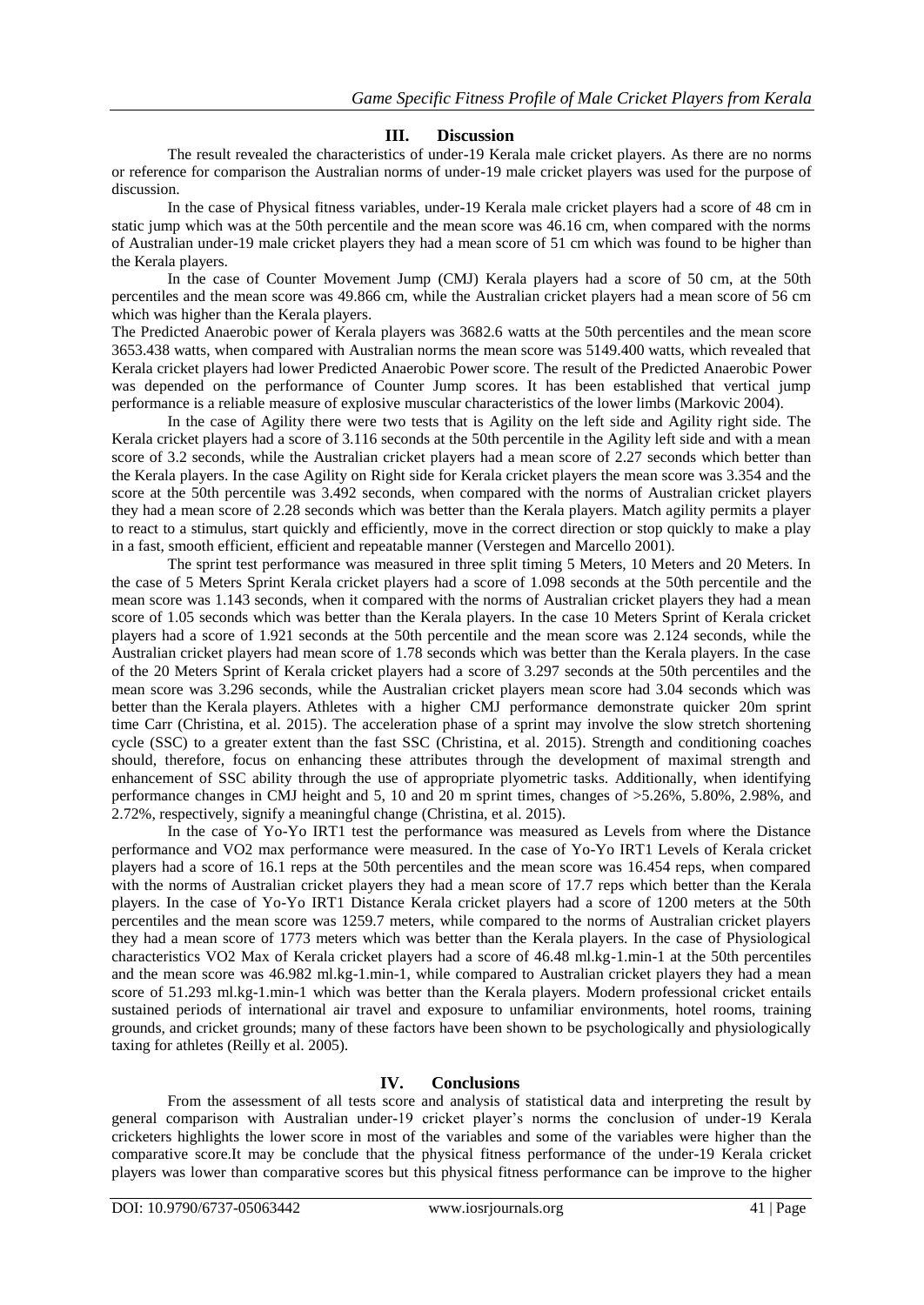## III. Discussion

The result revealed the characteristics of under-19 Kerala male cricket players. As there are no norms or reference for comparison the Australian norms of under-19 male cricket players was used for the purpose of discussion.

In the case of Physical fitness variables, under-19 Kerala male cricket players had a score of 48 cm in static jump which was at the 50th percentile and the mean score was 46.16 cm, when compared with the norms of Australian under-19 male cricket players they had a mean score of 51 cm which was found to be higher than the Kerala players.

In the case of Counter Movement Jump (CMJ) Kerala players had a score of 50 cm, at the 50th percentiles and the mean score was 49.866 cm, while the Australian cricket players had a mean score of 56 cm which was higher than the Kerala players.

The Predicted Anaerobic power of Kerala players was 3682.6 watts at the 50th percentiles and the mean score 3653.438 watts, when compared with Australian norms the mean score was 5149.400 watts, which revealed that Kerala cricket players had lower Predicted Anaerobic Power score. The result of the Predicted Anaerobic Power was depended on the performance of Counter Jump scores. It has been established that vertical jump performance is a reliable measure of explosive muscular characteristics of the lower limbs (Markovic 2004).

In the case of Agility there were two tests that is Agility on the left side and Agility right side. The Kerala cricket players had a score of 3.116 seconds at the 50th percentile in the Agility left side and with a mean score of 3.2 seconds, while the Australian cricket players had a mean score of 2.27 seconds which better than the Kerala players. In the case Agility on Right side for Kerala cricket players the mean score was 3.354 and the score at the 50th percentile was 3.492 seconds, when compared with the norms of Australian cricket players they had a mean score of 2.28 seconds which was better than the Kerala players. Match agility permits a player to react to a stimulus, start quickly and efficiently, move in the correct direction or stop quickly to make a play in a fast, smooth efficient, efficient and repeatable manner (Verstegen and Marcello 2001).

The sprint test performance was measured in three split timing 5 Meters, 10 Meters and 20 Meters. In the case of 5 Meters Sprint Kerala cricket players had a score of 1.098 seconds at the 50th percentile and the mean score was 1.143 seconds, when it compared with the norms of Australian cricket players they had a mean score of 1.05 seconds which was better than the Kerala players. In the case 10 Meters Sprint of Kerala cricket players had a score of 1.921 seconds at the 50th percentile and the mean score was 2.124 seconds, while the Australian cricket players had mean score of 1.78 seconds which was better than the Kerala players. In the case of the 20 Meters Sprint of Kerala cricket players had a score of 3.297 seconds at the 50th percentiles and the mean score was 3.296 seconds, while the Australian cricket players mean score had 3.04 seconds which was better than the Kerala players. Athletes with a higher CMJ performance demonstrate quicker 20m sprint time Carr (Christina, et al. 2015). The acceleration phase of a sprint may involve the slow stretch shortening cycle (SSC) to a greater extent than the fast SSC (Christina, et al. 2015). Strength and conditioning coaches should, therefore, focus on enhancing these attributes through the development of maximal strength and enhancement of SSC ability through the use of appropriate plyometric tasks. Additionally, when identifying performance changes in CMJ height and 5, 10 and 20 m sprint times, changes of >5.26%, 5.80%, 2.98%, and 2.72%, respectively, signify a meaningful change (Christina, et al. 2015).

In the case of Yo-Yo IRT1 test the performance was measured as Levels from where the Distance performance and VO2 max performance were measured. In the case of Yo-Yo IRT1 Levels of Kerala cricket players had a score of 16.1 reps at the 50th percentiles and the mean score was 16.454 reps, when compared with the norms of Australian cricket players they had a mean score of 17.7 reps which better than the Kerala players. In the case of Yo-Yo IRT1 Distance Kerala cricket players had a score of 1200 meters at the 50th percentiles and the mean score was 1259.7 meters, while compared to the norms of Australian cricket players they had a mean score of 1773 meters which was better than the Kerala players. In the case of Physiological characteristics VO2 Max of Kerala cricket players had a score of 46.48 ml.kg-1.min-1 at the 50th percentiles and the mean score was 46.982 ml.kg-1.min-1, while compared to Australian cricket players they had a mean score of 51.293 ml.kg-1.min-1 which was better than the Kerala players. Modern professional cricket entails sustained periods of international air travel and exposure to unfamiliar environments, hotel rooms, training grounds, and cricket grounds; many of these factors have been shown to be psychologically and physiologically taxing for athletes (Reilly et al. 2005).

## IV. Conclusions

From the assessment of all tests score and analysis of statistical data and interpreting the result by general comparison with Australian under-19 cricket player's norms the conclusion of under-19 Kerala cricketers highlights the lower score in most of the variables and some of the variables were higher than the comparative score.It may be conclude that the physical fitness performance of the under-19 Kerala cricket players was lower than comparative scores but this physical fitness performance can be improve to the higher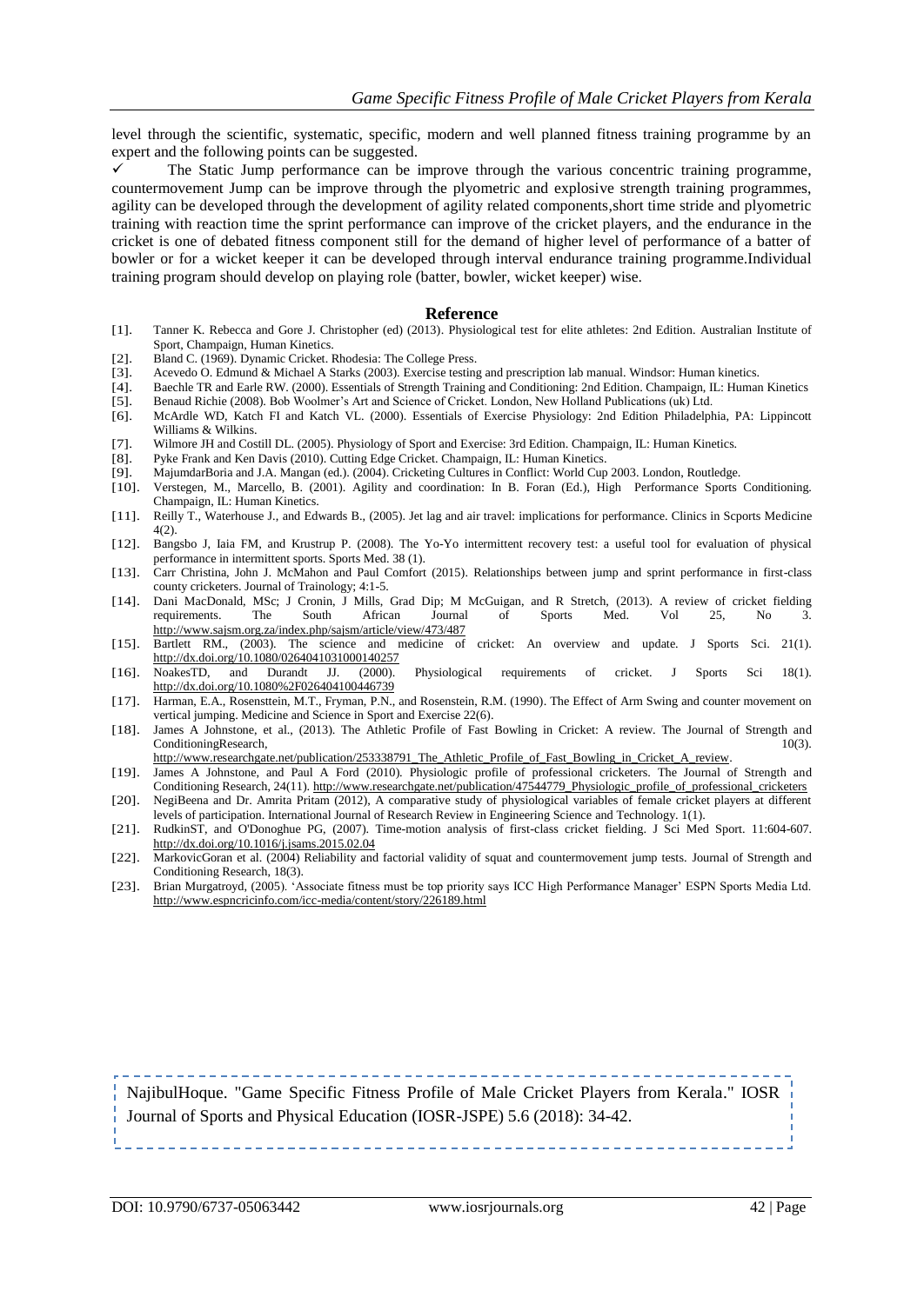level through the scientific, systematic, specific, modern and well planned fitness training programme by an expert and the following points can be suggested.

✓ The Static Jump performance can be improve through the various concentric training programme, countermovement Jump can be improve through the plyometric and explosive strength training programmes, agility can be developed through the development of agility related components,short time stride and plyometric training with reaction time the sprint performance can improve of the cricket players, and the endurance in the cricket is one of debated fitness component still for the demand of higher level of performance of a batter of bowler or for a wicket keeper it can be developed through interval endurance training programme.Individual training program should develop on playing role (batter, bowler, wicket keeper) wise.

## Reference

[1]. Tanner K. Rebecca and Gore J. Christopher (ed) (2013). Physiological test for elite athletes: 2nd Edition. Australian Institute of Sport, Champaign, Human Kinetics.
[2]. Bland C. (1969). Dynamic Cricket. Rhodesia: The College Press.
[3]. Acevedo O. Edmund & Michael A Starks (2003). Exercise testing and prescription lab manual. Windsor: Human kinetics.
[4]. Baechle TR and Earle RW. (2000). Essentials of Strength Training and Conditioning: 2nd Edition. Champaign, IL: Human Kinetics
[5]. Benaud Richie (2008). Bob Woolmer's Art and Science of Cricket. London, New Holland Publications (uk) Ltd.
[6]. McArdle WD, Katch FI and Katch VL. (2000). Essentials of Exercise Physiology: 2nd Edition Philadelphia, PA: Lippincott Williams & Wilkins.
[7]. Wilmore JH and Costill DL. (2005). Physiology of Sport and Exercise: 3rd Edition. Champaign, IL: Human Kinetics.
[8]. Pyke Frank and Ken Davis (2010). Cutting Edge Cricket. Champaign, IL: Human Kinetics.
[9]. MajumdarBoria and J.A. Mangan (ed.). (2004). Cricketing Cultures in Conflict: World Cup 2003. London, Routledge.
[10]. Verstegen, M., Marcello, B. (2001). Agility and coordination: In B. Foran (Ed.), High Performance Sports Conditioning. Champaign, IL: Human Kinetics.
[11]. Reilly T., Waterhouse J., and Edwards B., (2005). Jet lag and air travel: implications for performance. Clinics in Scports Medicine 4(2).
[12]. Bangsbo J, Iaia FM, and Krustrup P. (2008). The Yo-Yo intermittent recovery test: a useful tool for evaluation of physical performance in intermittent sports. Sports Med. 38 (1).
[13]. Carr Christina, John J. McMahon and Paul Comfort (2015). Relationships between jump and sprint performance in first-class county cricketers. Journal of Trainology; 4:1-5.
[14]. Dani MacDonald, MSc; J Cronin, J Mills, Grad Dip; M McGuigan, and R Stretch, (2013). A review of cricket fielding requirements. The South African Journal of Sports Med. Vol 25, No 3. http://www.sajsm.org.za/index.php/sajsm/article/view/473/487
[15]. Bartlett RM., (2003). The science and medicine of cricket: An overview and update. J Sports Sci. 21(1). http://dx.doi.org/10.1080/0264041031000140257
[16]. NoakesTD, and Durandt JJ. (2000). Physiological requirements of cricket. J Sports Sci 18(1). http://dx.doi.org/10.1080%2F026404100446739
[17]. Harman, E.A., Rosensttein, M.T., Fryman, P.N., and Rosenstein, R.M. (1990). The Effect of Arm Swing and counter movement on vertical jumping. Medicine and Science in Sport and Exercise 22(6).
[18]. James A Johnstone, et al., (2013). The Athletic Profile of Fast Bowling in Cricket: A review. The Journal of Strength and ConditioningResearch, 10(3). http://www.researchgate.net/publication/253338791_The_Athletic_Profile_of_Fast_Bowling_in_Cricket_A_review.
[19]. James A Johnstone, and Paul A Ford (2010). Physiologic profile of professional cricketers. The Journal of Strength and Conditioning Research, 24(11). http://www.researchgate.net/publication/47544779_Physiologic_profile_of_professional_cricketers
[20]. NegiBeena and Dr. Amrita Pritam (2012), A comparative study of physiological variables of female cricket players at different levels of participation. International Journal of Research Review in Engineering Science and Technology. 1(1).
[21]. RudkinST, and O'Donoghue PG, (2007). Time-motion analysis of first-class cricket fielding. J Sci Med Sport. 11:604-607. http://dx.doi.org/10.1016/j.jsams.2015.02.04
[22]. MarkovicGoran et al. (2004) Reliability and factorial validity of squat and countermovement jump tests. Journal of Strength and Conditioning Research, 18(3).
[23]. Brian Murgatroyd, (2005). 'Associate fitness must be top priority says ICC High Performance Manager' ESPN Sports Media Ltd. http://www.espncricinfo.com/icc-media/content/story/226189.html

NajibulHoque. "Game Specific Fitness Profile of Male Cricket Players from Kerala." IOSR Journal of Sports and Physical Education (IOSR-JSPE) 5.6 (2018): 34-42.